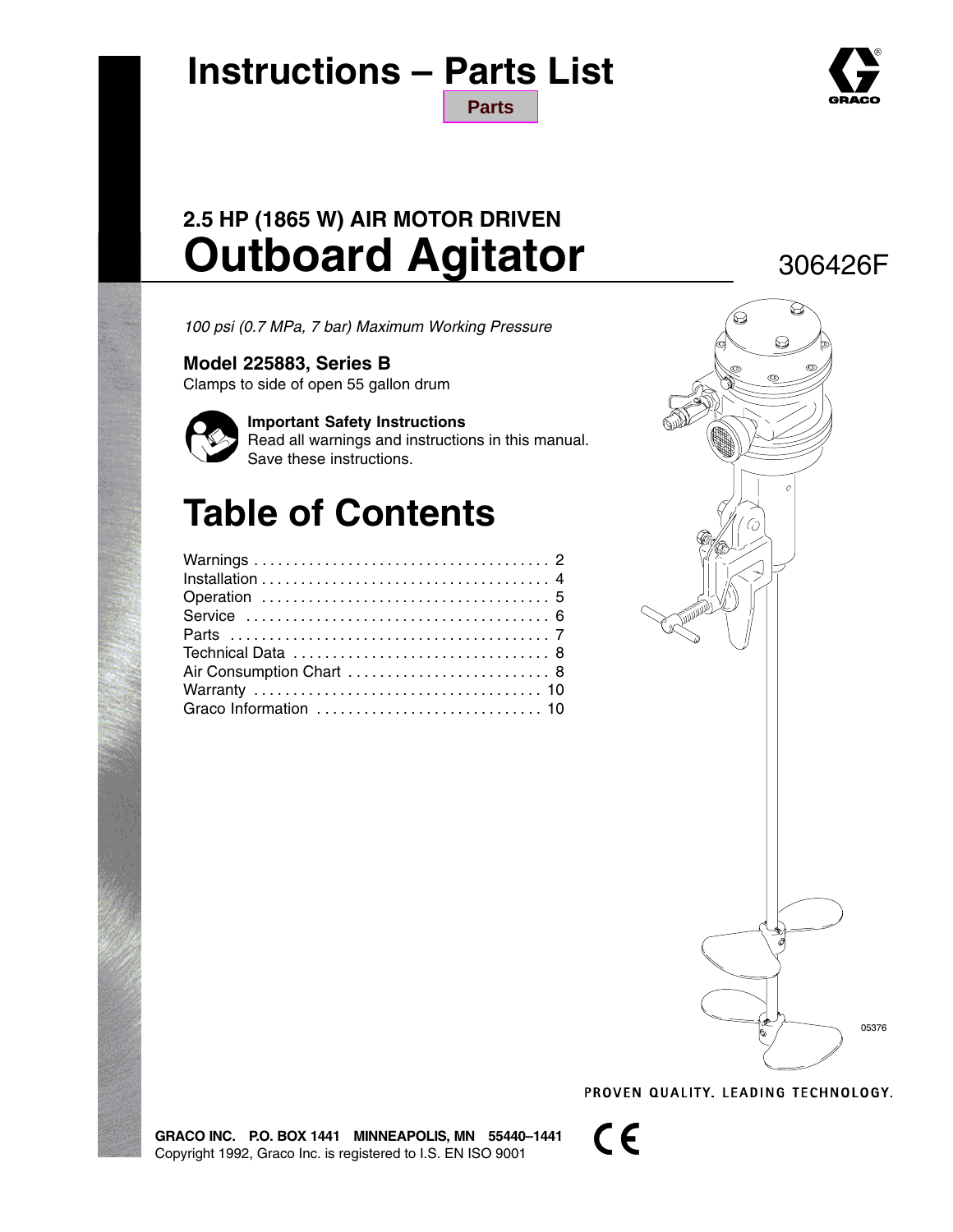# Instructions – Parts List

Parts

## 2.5 HP (1865 W) AIR MOTOR DRIVEN

# Outboard Agitator

306426F

*100 psi (0.7 MPa, 7 bar) Maximum Working Pressure*

**Model 225883, Series B**

Clamps to side of open 55 gallon drum

**Important Safety Instructions**
Read all warnings and instructions in this manual. Save these instructions.

## Table of Contents

Warnings . . . . . . . . . . . . . . . . . . . . . . . . . . . . . . . . . . . . . 2
Installation . . . . . . . . . . . . . . . . . . . . . . . . . . . . . . . . . . . . 4
Operation . . . . . . . . . . . . . . . . . . . . . . . . . . . . . . . . . . . . 5
Service . . . . . . . . . . . . . . . . . . . . . . . . . . . . . . . . . . . . . . 6
Parts . . . . . . . . . . . . . . . . . . . . . . . . . . . . . . . . . . . . . . . . 7
Technical Data . . . . . . . . . . . . . . . . . . . . . . . . . . . . . . . . 8
Air Consumption Chart . . . . . . . . . . . . . . . . . . . . . . . . . 8
Warranty . . . . . . . . . . . . . . . . . . . . . . . . . . . . . . . . . . . . 10
Graco Information . . . . . . . . . . . . . . . . . . . . . . . . . . . . 10

05376

PROVEN QUALITY. LEADING TECHNOLOGY.

GRACO INC. P.O. BOX 1441 MINNEAPOLIS, MN 55440–1441
Copyright 1992, Graco Inc. is registered to I.S. EN ISO 9001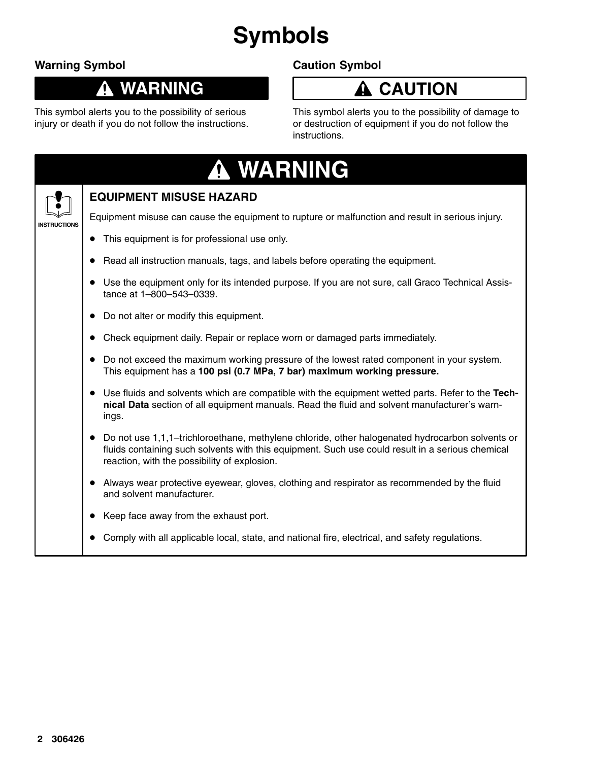# Symbols

## Warning Symbol

**⚠ WARNING**

This symbol alerts you to the possibility of serious injury or death if you do not follow the instructions.

## Caution Symbol

**⚠ CAUTION**

This symbol alerts you to the possibility of damage to or destruction of equipment if you do not follow the instructions.

## ⚠ WARNING

INSTRUCTIONS

### EQUIPMENT MISUSE HAZARD

Equipment misuse can cause the equipment to rupture or malfunction and result in serious injury.

- This equipment is for professional use only.
- Read all instruction manuals, tags, and labels before operating the equipment.
- Use the equipment only for its intended purpose. If you are not sure, call Graco Technical Assistance at 1–800–543–0339.
- Do not alter or modify this equipment.
- Check equipment daily. Repair or replace worn or damaged parts immediately.
- Do not exceed the maximum working pressure of the lowest rated component in your system. This equipment has a **100 psi (0.7 MPa, 7 bar) maximum working pressure.**
- Use fluids and solvents which are compatible with the equipment wetted parts. Refer to the **Technical Data** section of all equipment manuals. Read the fluid and solvent manufacturer's warnings.
- Do not use 1,1,1–trichloroethane, methylene chloride, other halogenated hydrocarbon solvents or fluids containing such solvents with this equipment. Such use could result in a serious chemical reaction, with the possibility of explosion.
- Always wear protective eyewear, gloves, clothing and respirator as recommended by the fluid and solvent manufacturer.
- Keep face away from the exhaust port.
- Comply with all applicable local, state, and national fire, electrical, and safety regulations.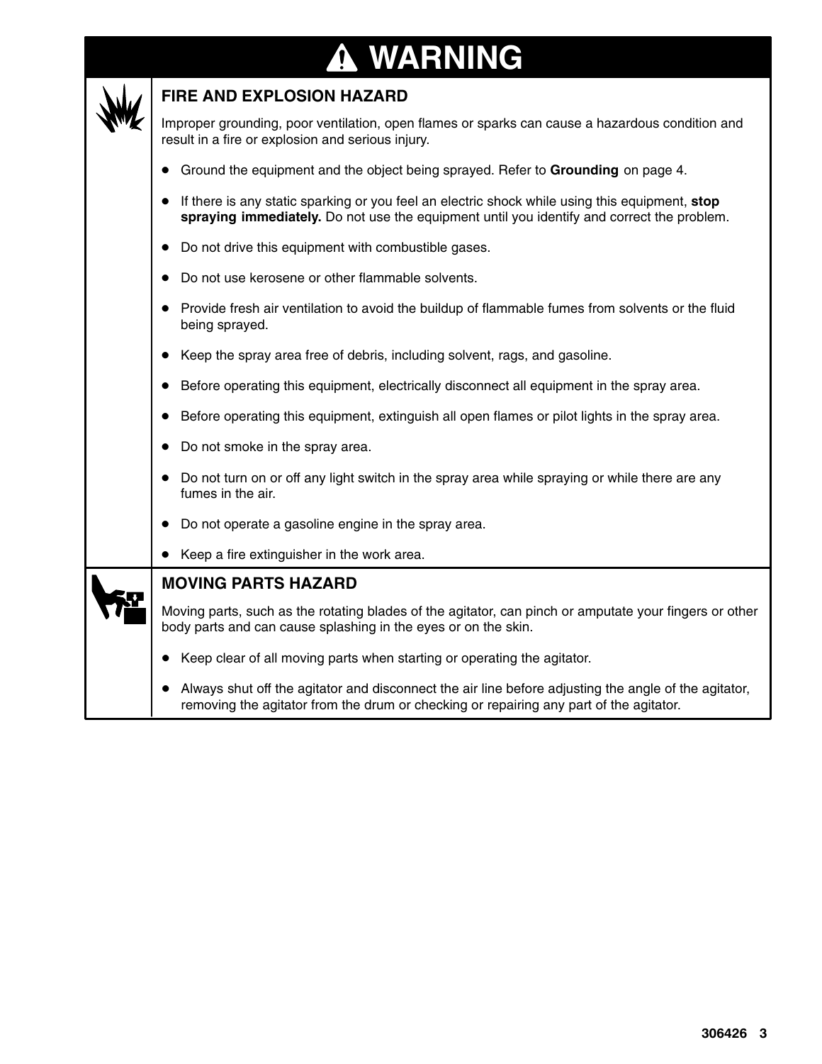# ⚠ WARNING

## FIRE AND EXPLOSION HAZARD

Improper grounding, poor ventilation, open flames or sparks can cause a hazardous condition and result in a fire or explosion and serious injury.

- Ground the equipment and the object being sprayed. Refer to **Grounding** on page 4.
- If there is any static sparking or you feel an electric shock while using this equipment, **stop spraying immediately.** Do not use the equipment until you identify and correct the problem.
- Do not drive this equipment with combustible gases.
- Do not use kerosene or other flammable solvents.
- Provide fresh air ventilation to avoid the buildup of flammable fumes from solvents or the fluid being sprayed.
- Keep the spray area free of debris, including solvent, rags, and gasoline.
- Before operating this equipment, electrically disconnect all equipment in the spray area.
- Before operating this equipment, extinguish all open flames or pilot lights in the spray area.
- Do not smoke in the spray area.
- Do not turn on or off any light switch in the spray area while spraying or while there are any fumes in the air.
- Do not operate a gasoline engine in the spray area.
- Keep a fire extinguisher in the work area.

## MOVING PARTS HAZARD

Moving parts, such as the rotating blades of the agitator, can pinch or amputate your fingers or other body parts and can cause splashing in the eyes or on the skin.

- Keep clear of all moving parts when starting or operating the agitator.
- Always shut off the agitator and disconnect the air line before adjusting the angle of the agitator, removing the agitator from the drum or checking or repairing any part of the agitator.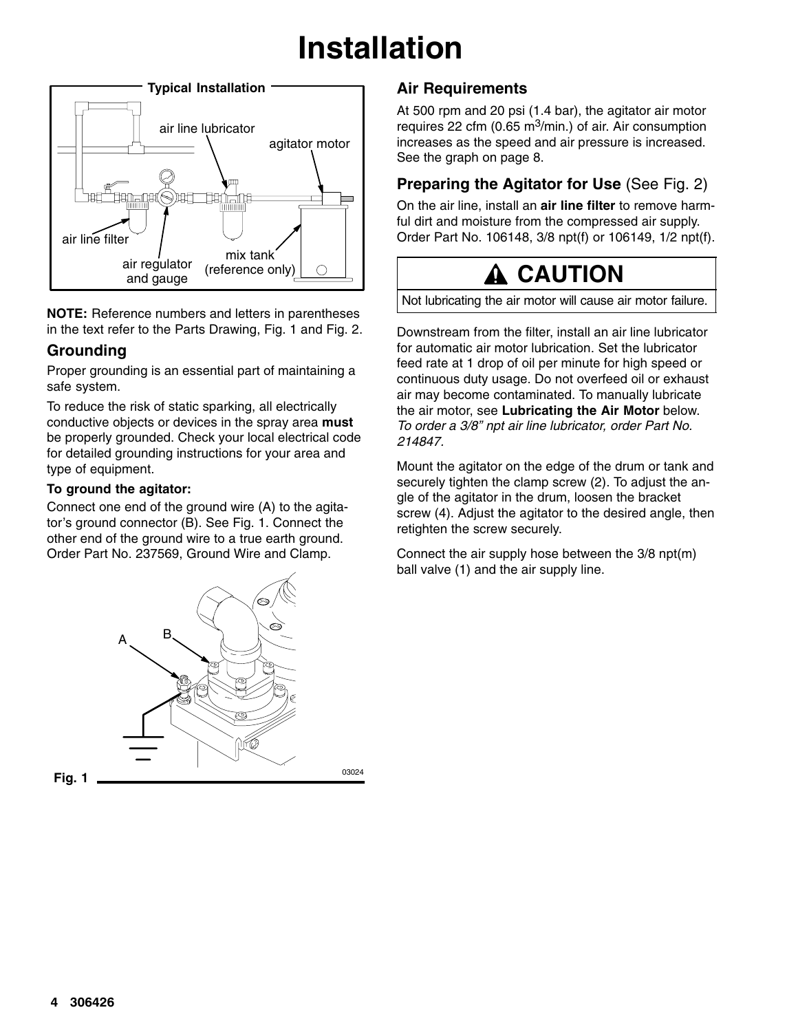# Installation

**NOTE:** Reference numbers and letters in parentheses in the text refer to the Parts Drawing, Fig. 1 and Fig. 2.

## Grounding

Proper grounding is an essential part of maintaining a safe system.

To reduce the risk of static sparking, all electrically conductive objects or devices in the spray area **must** be properly grounded. Check your local electrical code for detailed grounding instructions for your area and type of equipment.

**To ground the agitator:**

Connect one end of the ground wire (A) to the agitator's ground connector (B). See Fig. 1. Connect the other end of the ground wire to a true earth ground. Order Part No. 237569, Ground Wire and Clamp.

Fig. 1

## Air Requirements

At 500 rpm and 20 psi (1.4 bar), the agitator air motor requires 22 cfm (0.65 $m^3$/min.) of air. Air consumption increases as the speed and air pressure is increased. See the graph on page 8.

## Preparing the Agitator for Use (See Fig. 2)

On the air line, install an **air line filter** to remove harmful dirt and moisture from the compressed air supply. Order Part No. 106148, 3/8 npt(f) or 106149, 1/2 npt(f).

**CAUTION**

Not lubricating the air motor will cause air motor failure.

Downstream from the filter, install an air line lubricator for automatic air motor lubrication. Set the lubricator feed rate at 1 drop of oil per minute for high speed or continuous duty usage. Do not overfeed oil or exhaust air may become contaminated. To manually lubricate the air motor, see **Lubricating the Air Motor** below. *To order a 3/8" npt air line lubricator, order Part No. 214847.*

Mount the agitator on the edge of the drum or tank and securely tighten the clamp screw (2). To adjust the angle of the agitator in the drum, loosen the bracket screw (4). Adjust the agitator to the desired angle, then retighten the screw securely.

Connect the air supply hose between the 3/8 npt(m) ball valve (1) and the air supply line.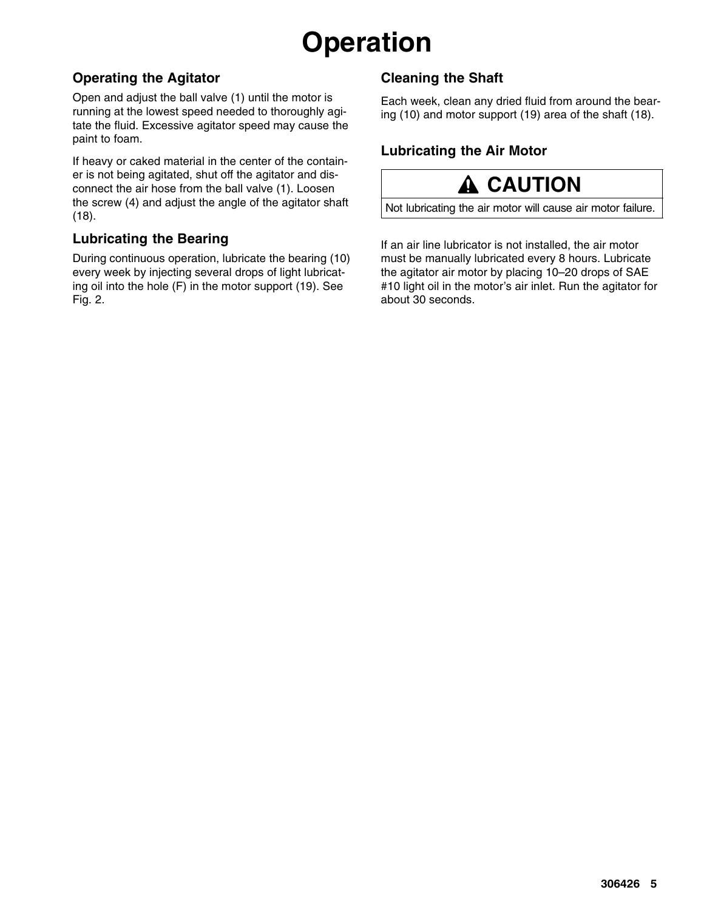# Operation

## Operating the Agitator

Open and adjust the ball valve (1) until the motor is running at the lowest speed needed to thoroughly agitate the fluid. Excessive agitator speed may cause the paint to foam.

If heavy or caked material in the center of the container is not being agitated, shut off the agitator and disconnect the air hose from the ball valve (1). Loosen the screw (4) and adjust the angle of the agitator shaft (18).

## Lubricating the Bearing

During continuous operation, lubricate the bearing (10) every week by injecting several drops of light lubricating oil into the hole (F) in the motor support (19). See Fig. 2.

## Cleaning the Shaft

Each week, clean any dried fluid from around the bearing (10) and motor support (19) area of the shaft (18).

## Lubricating the Air Motor

**⚠ CAUTION**

Not lubricating the air motor will cause air motor failure.

If an air line lubricator is not installed, the air motor must be manually lubricated every 8 hours. Lubricate the agitator air motor by placing 10–20 drops of SAE #10 light oil in the motor's air inlet. Run the agitator for about 30 seconds.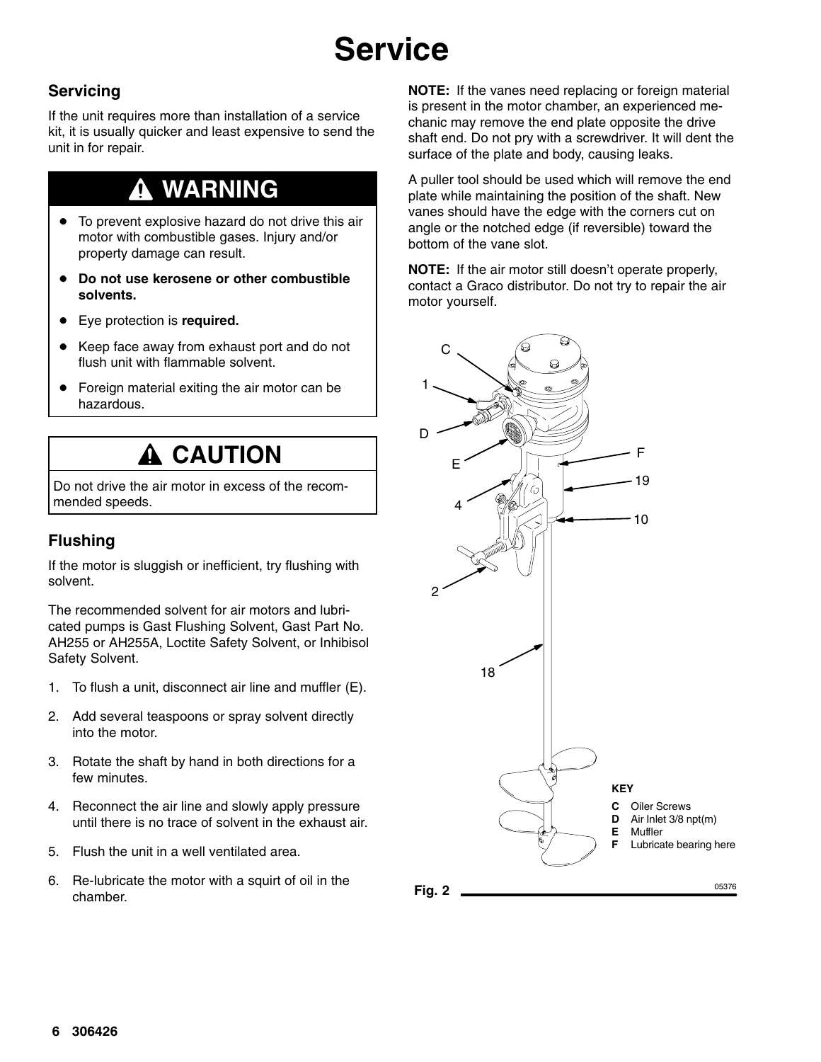# Service

## Servicing

If the unit requires more than installation of a service kit, it is usually quicker and least expensive to send the unit in for repair.

### ⚠ WARNING

- To prevent explosive hazard do not drive this air motor with combustible gases. Injury and/or property damage can result.
- **Do not use kerosene or other combustible solvents.**
- Eye protection is **required.**
- Keep face away from exhaust port and do not flush unit with flammable solvent.
- Foreign material exiting the air motor can be hazardous.

### ⚠ CAUTION

Do not drive the air motor in excess of the recommended speeds.

## Flushing

If the motor is sluggish or inefficient, try flushing with solvent.

The recommended solvent for air motors and lubricated pumps is Gast Flushing Solvent, Gast Part No. AH255 or AH255A, Loctite Safety Solvent, or Inhibisol Safety Solvent.

1. To flush a unit, disconnect air line and muffler (E).
2. Add several teaspoons or spray solvent directly into the motor.
3. Rotate the shaft by hand in both directions for a few minutes.
4. Reconnect the air line and slowly apply pressure until there is no trace of solvent in the exhaust air.
5. Flush the unit in a well ventilated area.
6. Re-lubricate the motor with a squirt of oil in the chamber.

**NOTE:** If the vanes need replacing or foreign material is present in the motor chamber, an experienced mechanic may remove the end plate opposite the drive shaft end. Do not pry with a screwdriver. It will dent the surface of the plate and body, causing leaks.

A puller tool should be used which will remove the end plate while maintaining the position of the shaft. New vanes should have the edge with the corners cut on angle or the notched edge (if reversible) toward the bottom of the vane slot.

**NOTE:** If the air motor still doesn't operate properly, contact a Graco distributor. Do not try to repair the air motor yourself.

**KEY**

- **C** Oiler Screws
- **D** Air Inlet 3/8 npt(m)
- **E** Muffler
- **F** Lubricate bearing here

05376

**Fig. 2**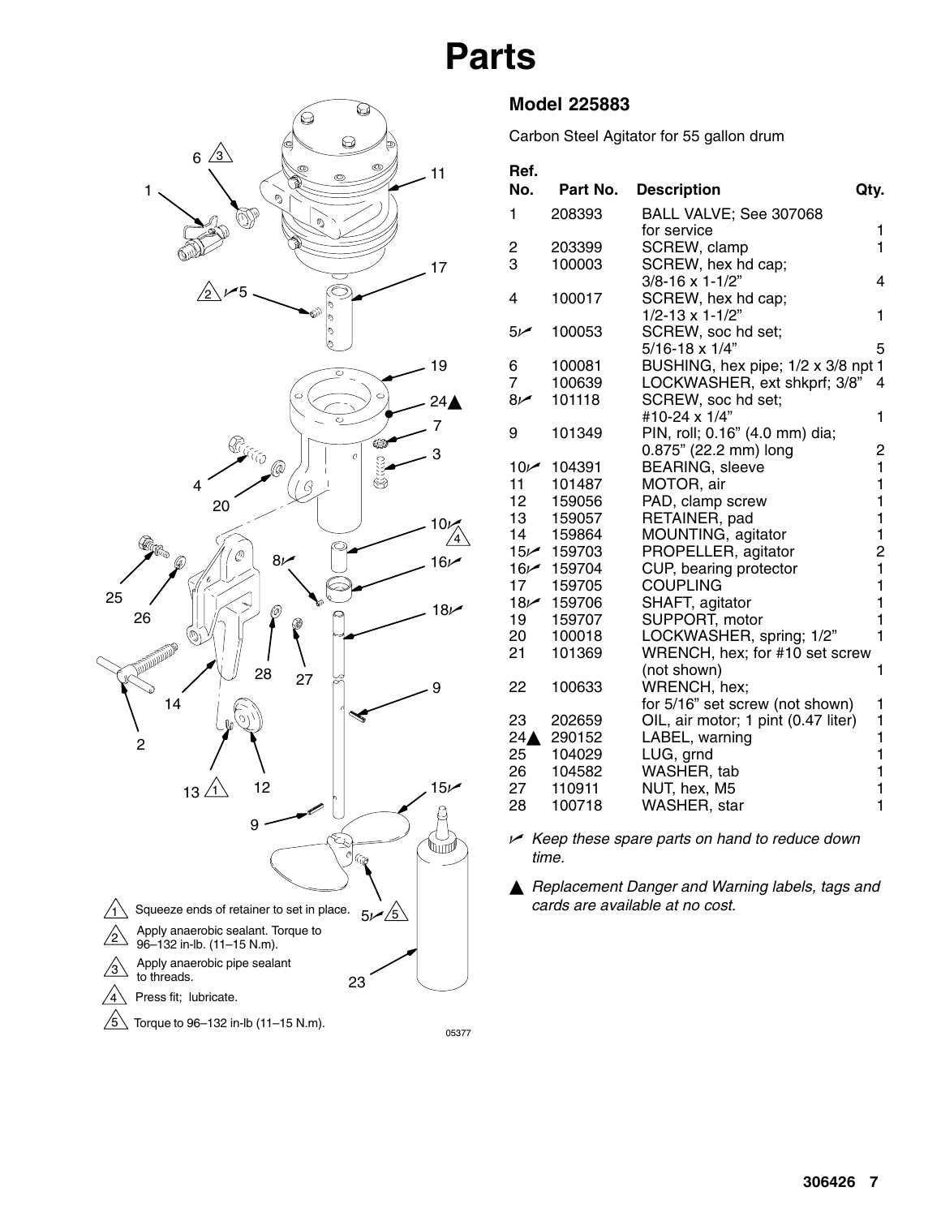# Parts

## Model 225883

Carbon Steel Agitator for 55 gallon drum

| Ref. No. | Part No. | Description | Qty. |
|---|---|---|---|
| 1 | 208393 | BALL VALVE; See 307068 for service | 1 |
| 2 | 203399 | SCREW, clamp | 1 |
| 3 | 100003 | SCREW, hex hd cap; 3/8-16 x 1-1/2" | 4 |
| 4 | 100017 | SCREW, hex hd cap; 1/2-13 x 1-1/2" | 1 |
| 5✓ | 100053 | SCREW, soc hd set; 5/16-18 x 1/4" | 5 |
| 6 | 100081 | BUSHING, hex pipe; 1/2 x 3/8 npt | 1 |
| 7 | 100639 | LOCKWASHER, ext shkprf; 3/8" | 4 |
| 8✓ | 101118 | SCREW, soc hd set; #10-24 x 1/4" | 1 |
| 9 | 101349 | PIN, roll; 0.16" (4.0 mm) dia; 0.875" (22.2 mm) long | 2 |
| 10✓ | 104391 | BEARING, sleeve | 1 |
| 11 | 101487 | MOTOR, air | 1 |
| 12 | 159056 | PAD, clamp screw | 1 |
| 13 | 159057 | RETAINER, pad | 1 |
| 14 | 159864 | MOUNTING, agitator | 1 |
| 15✓ | 159703 | PROPELLER, agitator | 2 |
| 16✓ | 159704 | CUP, bearing protector | 1 |
| 17 | 159705 | COUPLING | 1 |
| 18✓ | 159706 | SHAFT, agitator | 1 |
| 19 | 159707 | SUPPORT, motor | 1 |
| 20 | 100018 | LOCKWASHER, spring; 1/2" | 1 |
| 21 | 101369 | WRENCH, hex; for #10 set screw (not shown) | 1 |
| 22 | 100633 | WRENCH, hex; for 5/16" set screw (not shown) | 1 |
| 23 | 202659 | OIL, air motor; 1 pint (0.47 liter) | 1 |
| 24▲ | 290152 | LABEL, warning | 1 |
| 25 | 104029 | LUG, grnd | 1 |
| 26 | 104582 | WASHER, tab | 1 |
| 27 | 110911 | NUT, hex, M5 | 1 |
| 28 | 100718 | WASHER, star | 1 |

✓ *Keep these spare parts on hand to reduce down time.*

▲ *Replacement Danger and Warning labels, tags and cards are available at no cost.*

1. Squeeze ends of retainer to set in place.
2. Apply anaerobic sealant. Torque to 96–132 in-lb. (11–15 N.m).
3. Apply anaerobic pipe sealant to threads.
4. Press fit; lubricate.
5. Torque to 96–132 in-lb (11–15 N.m).

05377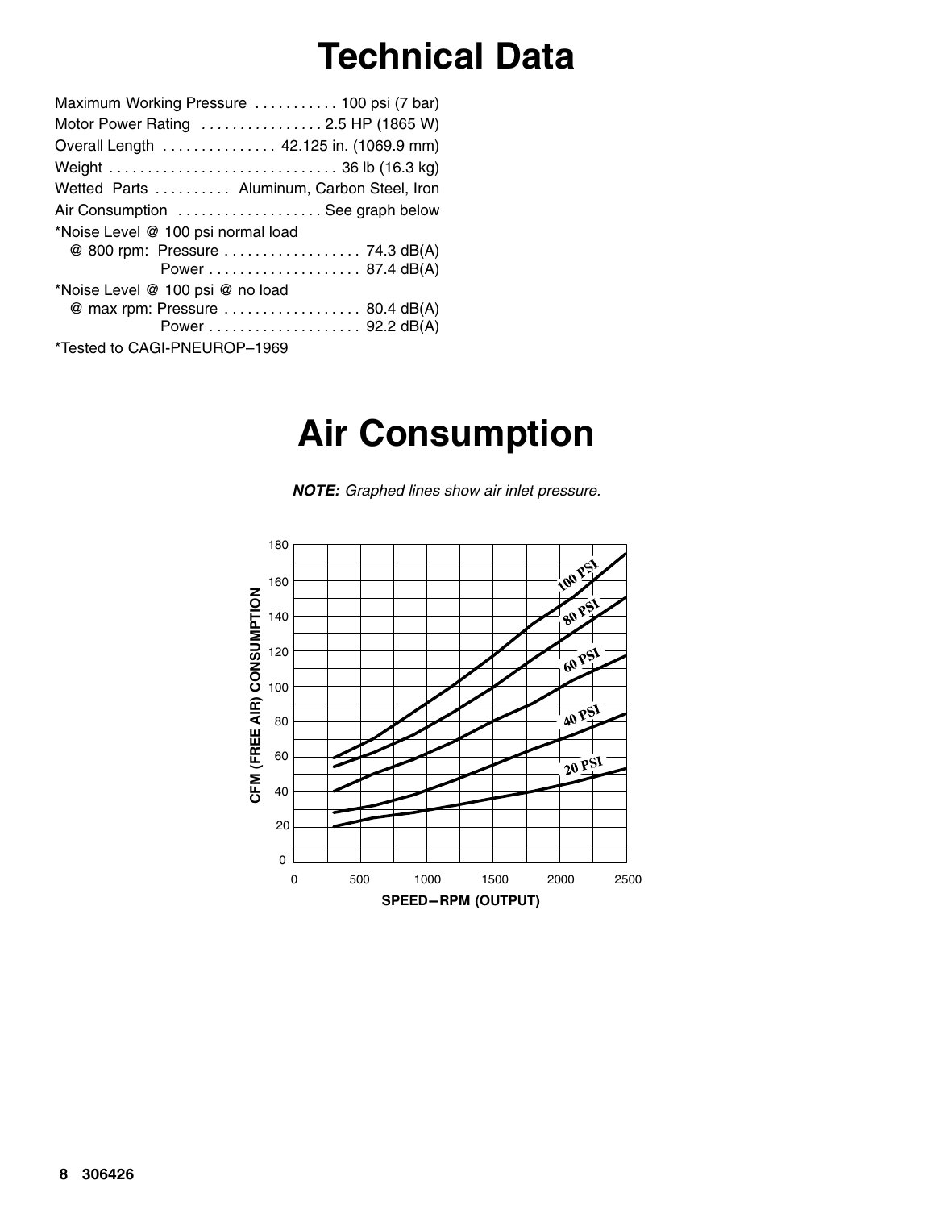# Technical Data

Maximum Working Pressure . . . . . . . . . . . 100 psi (7 bar)
Motor Power Rating . . . . . . . . . . . . . . . . 2.5 HP (1865 W)
Overall Length . . . . . . . . . . . . . . 42.125 in. (1069.9 mm)
Weight . . . . . . . . . . . . . . . . . . . . . . . . . . . . . 36 lb (16.3 kg)
Wetted Parts . . . . . . . . . . Aluminum, Carbon Steel, Iron
Air Consumption . . . . . . . . . . . . . . . . . . . See graph below
*Noise Level @ 100 psi normal load
@ 800 rpm: Pressure . . . . . . . . . . . . . . . . . . 74.3 dB(A)
Power . . . . . . . . . . . . . . . . . . . . 87.4 dB(A)
*Noise Level @ 100 psi @ no load
@ max rpm: Pressure . . . . . . . . . . . . . . . . . . 80.4 dB(A)
Power . . . . . . . . . . . . . . . . . . . . 92.2 dB(A)
*Tested to CAGI-PNEUROP–1969

# Air Consumption

***NOTE:*** *Graphed lines show air inlet pressure.*

CFM (FREE AIR) CONSUMPTION vs. SPEED—RPM (OUTPUT)

Curves: 100 PSI, 80 PSI, 60 PSI, 40 PSI, 20 PSI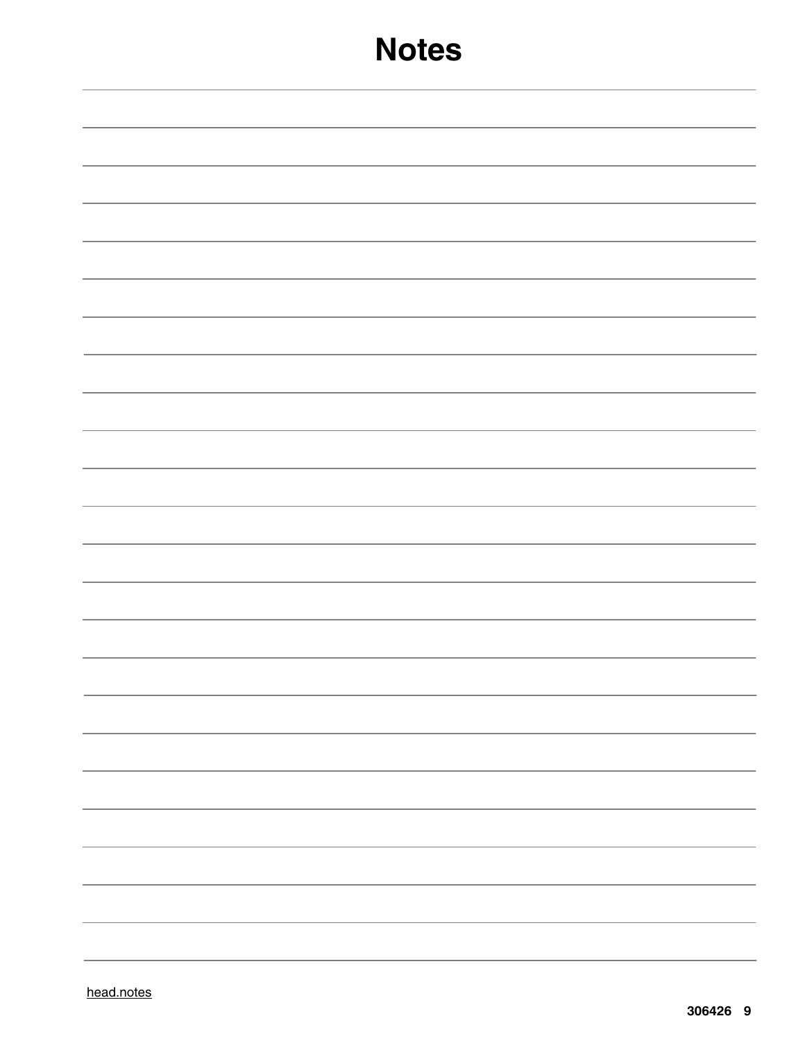# Notes

head.notes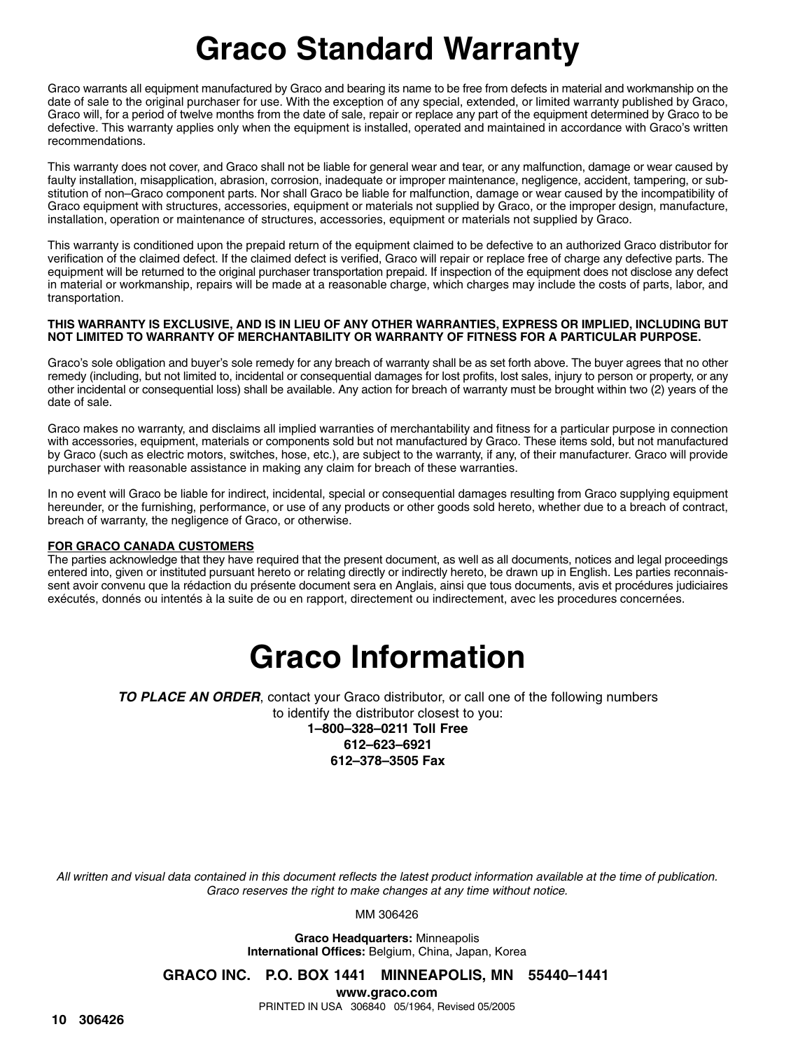# Graco Standard Warranty

Graco warrants all equipment manufactured by Graco and bearing its name to be free from defects in material and workmanship on the date of sale to the original purchaser for use. With the exception of any special, extended, or limited warranty published by Graco, Graco will, for a period of twelve months from the date of sale, repair or replace any part of the equipment determined by Graco to be defective. This warranty applies only when the equipment is installed, operated and maintained in accordance with Graco's written recommendations.

This warranty does not cover, and Graco shall not be liable for general wear and tear, or any malfunction, damage or wear caused by faulty installation, misapplication, abrasion, corrosion, inadequate or improper maintenance, negligence, accident, tampering, or substitution of non–Graco component parts. Nor shall Graco be liable for malfunction, damage or wear caused by the incompatibility of Graco equipment with structures, accessories, equipment or materials not supplied by Graco, or the improper design, manufacture, installation, operation or maintenance of structures, accessories, equipment or materials not supplied by Graco.

This warranty is conditioned upon the prepaid return of the equipment claimed to be defective to an authorized Graco distributor for verification of the claimed defect. If the claimed defect is verified, Graco will repair or replace free of charge any defective parts. The equipment will be returned to the original purchaser transportation prepaid. If inspection of the equipment does not disclose any defect in material or workmanship, repairs will be made at a reasonable charge, which charges may include the costs of parts, labor, and transportation.

**THIS WARRANTY IS EXCLUSIVE, AND IS IN LIEU OF ANY OTHER WARRANTIES, EXPRESS OR IMPLIED, INCLUDING BUT NOT LIMITED TO WARRANTY OF MERCHANTABILITY OR WARRANTY OF FITNESS FOR A PARTICULAR PURPOSE.**

Graco's sole obligation and buyer's sole remedy for any breach of warranty shall be as set forth above. The buyer agrees that no other remedy (including, but not limited to, incidental or consequential damages for lost profits, lost sales, injury to person or property, or any other incidental or consequential loss) shall be available. Any action for breach of warranty must be brought within two (2) years of the date of sale.

Graco makes no warranty, and disclaims all implied warranties of merchantability and fitness for a particular purpose in connection with accessories, equipment, materials or components sold but not manufactured by Graco. These items sold, but not manufactured by Graco (such as electric motors, switches, hose, etc.), are subject to the warranty, if any, of their manufacturer. Graco will provide purchaser with reasonable assistance in making any claim for breach of these warranties.

In no event will Graco be liable for indirect, incidental, special or consequential damages resulting from Graco supplying equipment hereunder, or the furnishing, performance, or use of any products or other goods sold hereto, whether due to a breach of contract, breach of warranty, the negligence of Graco, or otherwise.

**FOR GRACO CANADA CUSTOMERS**

The parties acknowledge that they have required that the present document, as well as all documents, notices and legal proceedings entered into, given or instituted pursuant hereto or relating directly or indirectly hereto, be drawn up in English. Les parties reconnaissent avoir convenu que la rédaction du présente document sera en Anglais, ainsi que tous documents, avis et procédures judiciaires exécutés, donnés ou intentés à la suite de ou en rapport, directement ou indirectement, avec les procedures concernées.

# Graco Information

***TO PLACE AN ORDER***, contact your Graco distributor, or call one of the following numbers to identify the distributor closest to you:

**1–800–328–0211 Toll Free**
**612–623–6921**
**612–378–3505 Fax**

*All written and visual data contained in this document reflects the latest product information available at the time of publication. Graco reserves the right to make changes at any time without notice.*

MM 306426

**Graco Headquarters:** Minneapolis
**International Offices:** Belgium, China, Japan, Korea

**GRACO INC. P.O. BOX 1441 MINNEAPOLIS, MN 55440–1441**

**www.graco.com**

PRINTED IN USA 306840 05/1964, Revised 05/2005